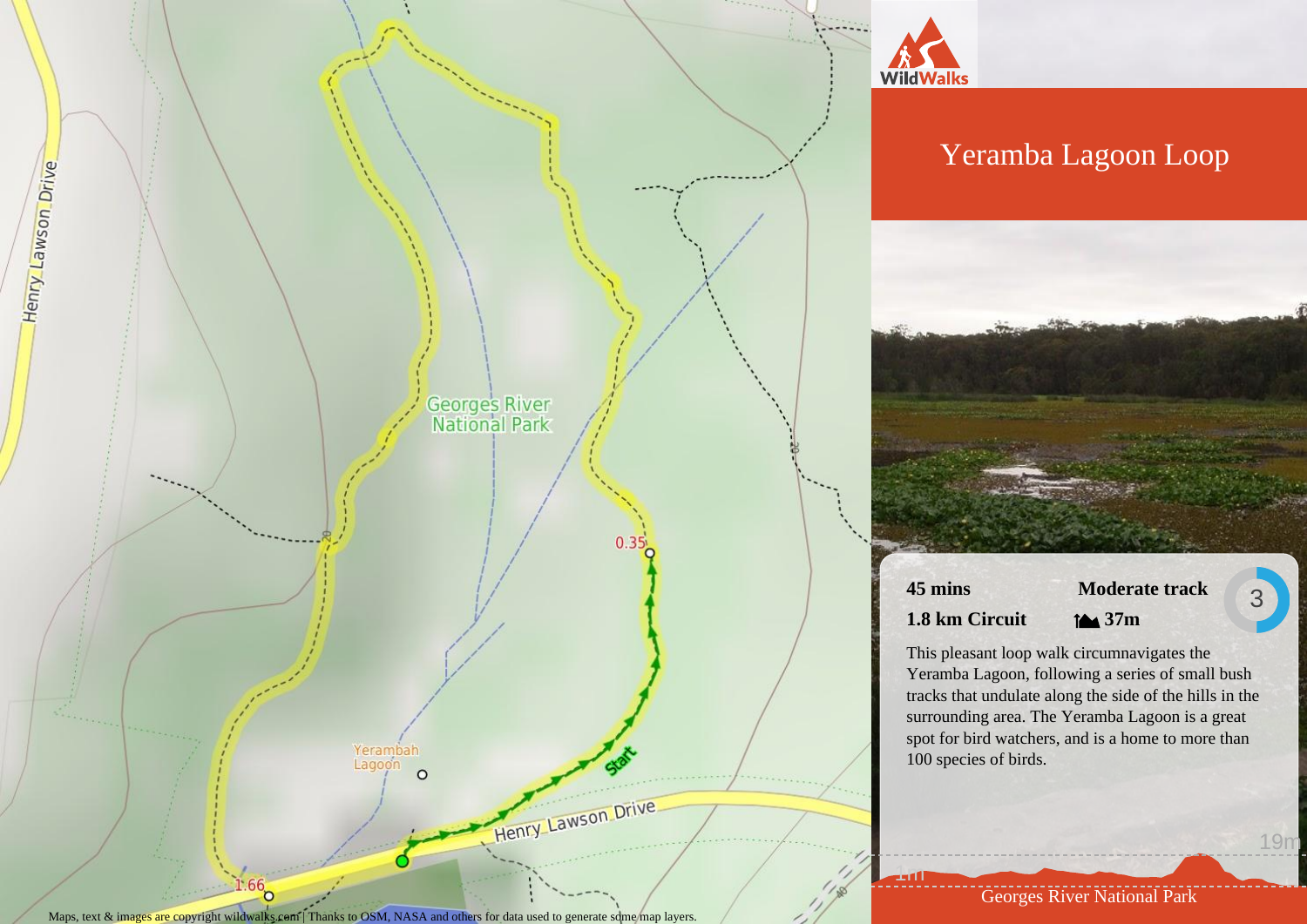# Yeramba Lagoon Loop

**45 mins** **Moderate track** 3

**1.8 km Circuit** **37m**

This pleasant loop walk circumnavigates the Yeramba Lagoon, following a series of small bush tracks that undulate along the side of the hills in the surrounding area. The Yeramba Lagoon is a great spot for bird watchers, and is a home to more than 100 species of birds.

Georges River National Park

Maps, text & images are copyright wildwalks.com | Thanks to OSM, NASA and others for data used to generate some map layers.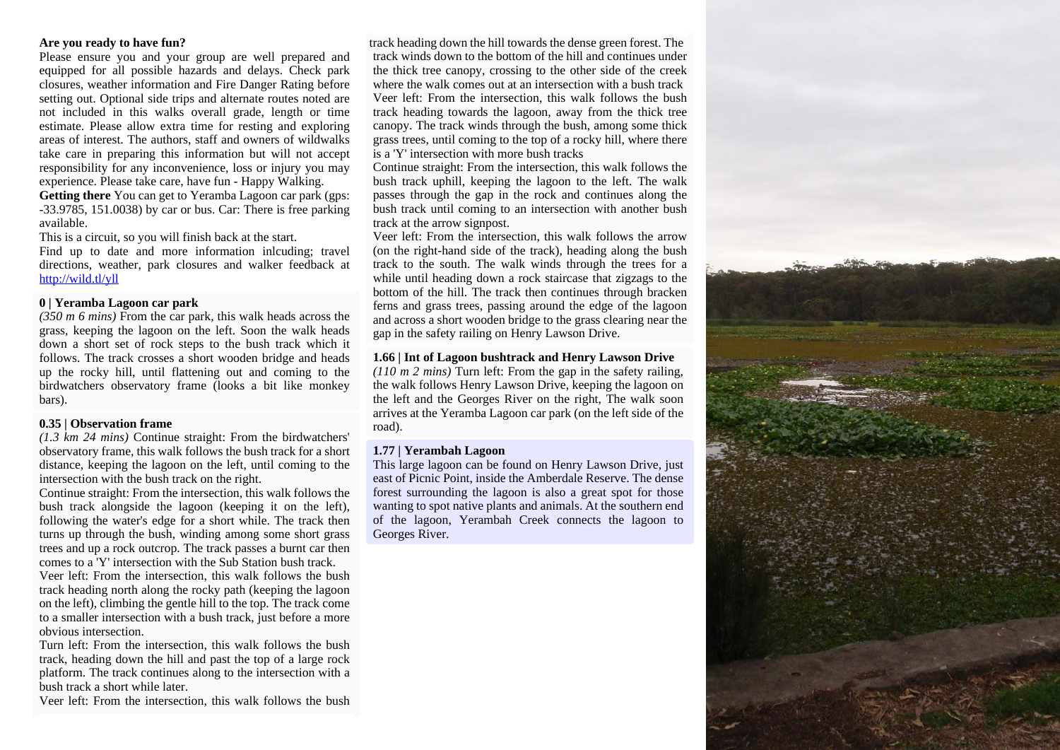**Are you ready to have fun?**

Please ensure you and your group are well prepared and equipped for all possible hazards and delays. Check park closures, weather information and Fire Danger Rating before setting out. Optional side trips and alternate routes noted are not included in this walks overall grade, length or time estimate. Please allow extra time for resting and exploring areas of interest. The authors, staff and owners of wildwalks take care in preparing this information but will not accept responsibility for any inconvenience, loss or injury you may experience. Please take care, have fun - Happy Walking.

**Getting there** You can get to Yeramba Lagoon car park (gps: -33.9785, 151.0038) by car or bus. Car: There is free parking available.

This is a circuit, so you will finish back at the start.

Find up to date and more information inlcuding; travel directions, weather, park closures and walker feedback at http://wild.tl/yll

**0 | Yeramba Lagoon car park**

*(350 m 6 mins)* From the car park, this walk heads across the grass, keeping the lagoon on the left. Soon the walk heads down a short set of rock steps to the bush track which it follows. The track crosses a short wooden bridge and heads up the rocky hill, until flattening out and coming to the birdwatchers observatory frame (looks a bit like monkey bars).

**0.35 | Observation frame**

*(1.3 km 24 mins)* Continue straight: From the birdwatchers' observatory frame, this walk follows the bush track for a short distance, keeping the lagoon on the left, until coming to the intersection with the bush track on the right.

Continue straight: From the intersection, this walk follows the bush track alongside the lagoon (keeping it on the left), following the water's edge for a short while. The track then turns up through the bush, winding among some short grass trees and up a rock outcrop. The track passes a burnt car then comes to a 'Y' intersection with the Sub Station bush track.

Veer left: From the intersection, this walk follows the bush track heading north along the rocky path (keeping the lagoon on the left), climbing the gentle hill to the top. The track come to a smaller intersection with a bush track, just before a more obvious intersection.

Turn left: From the intersection, this walk follows the bush track, heading down the hill and past the top of a large rock platform. The track continues along to the intersection with a bush track a short while later.

Veer left: From the intersection, this walk follows the bush track heading down the hill towards the dense green forest. The track winds down to the bottom of the hill and continues under the thick tree canopy, crossing to the other side of the creek where the walk comes out at an intersection with a bush track

Veer left: From the intersection, this walk follows the bush track heading towards the lagoon, away from the thick tree canopy. The track winds through the bush, among some thick grass trees, until coming to the top of a rocky hill, where there is a 'Y' intersection with more bush tracks

Continue straight: From the intersection, this walk follows the bush track uphill, keeping the lagoon to the left. The walk passes through the gap in the rock and continues along the bush track until coming to an intersection with another bush track at the arrow signpost.

Veer left: From the intersection, this walk follows the arrow (on the right-hand side of the track), heading along the bush track to the south. The walk winds through the trees for a while until heading down a rock staircase that zigzags to the bottom of the hill. The track then continues through bracken ferns and grass trees, passing around the edge of the lagoon and across a short wooden bridge to the grass clearing near the gap in the safety railing on Henry Lawson Drive.

**1.66 | Int of Lagoon bushtrack and Henry Lawson Drive**

*(110 m 2 mins)* Turn left: From the gap in the safety railing, the walk follows Henry Lawson Drive, keeping the lagoon on the left and the Georges River on the right, The walk soon arrives at the Yeramba Lagoon car park (on the left side of the road).

**1.77 | Yerambah Lagoon**

This large lagoon can be found on Henry Lawson Drive, just east of Picnic Point, inside the Amberdale Reserve. The dense forest surrounding the lagoon is also a great spot for those wanting to spot native plants and animals. At the southern end of the lagoon, Yerambah Creek connects the lagoon to Georges River.